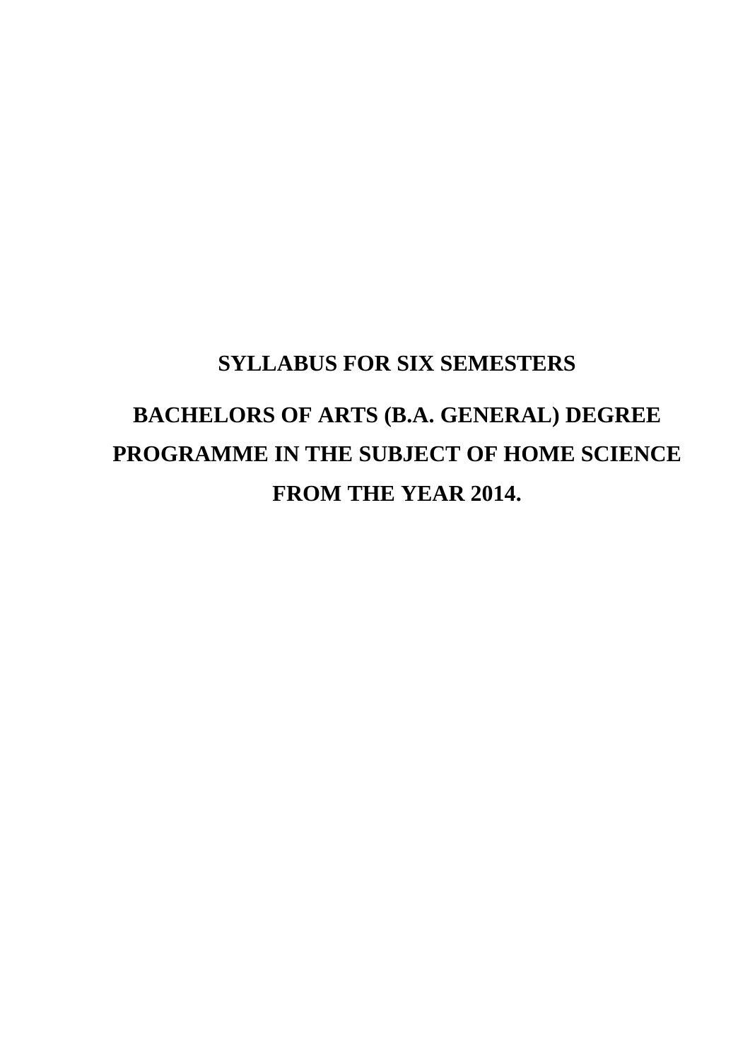# SYLLABUS FOR SIX SEMESTERS

# BACHELORS OF ARTS (B.A. GENERAL) DEGREE PROGRAMME IN THE SUBJECT OF HOME SCIENCE FROM THE YEAR 2014.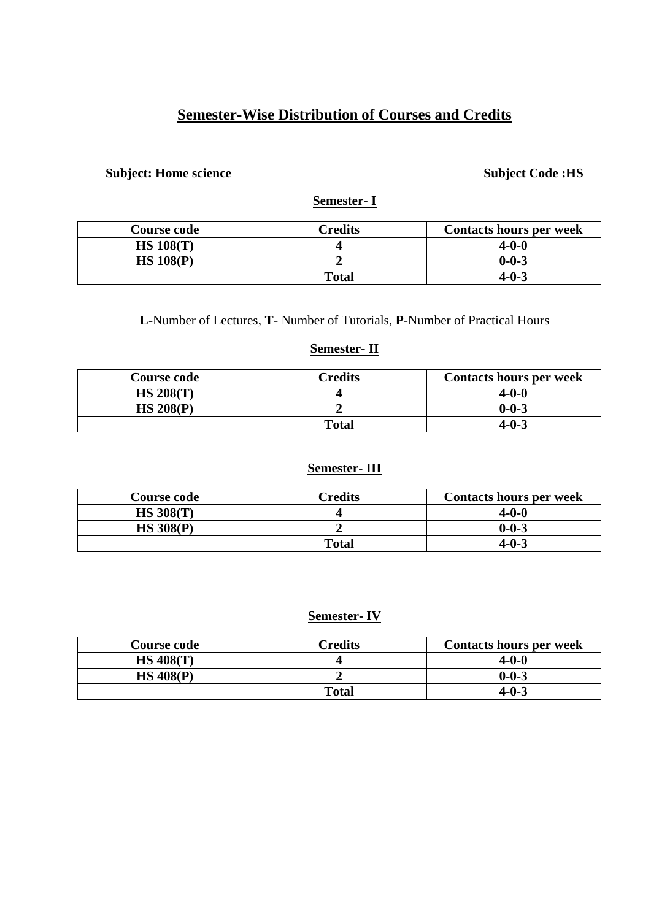# Semester-Wise Distribution of Courses and Credits

**Subject: Home science** **Subject Code :HS**

## Semester- I

| Course code | Credits | Contacts hours per week |
|---|---|---|
| HS 108(T) | 4 | 4-0-0 |
| HS 108(P) | 2 | 0-0-3 |
| | Total | 4-0-3 |

**L**-Number of Lectures, **T**- Number of Tutorials, **P**-Number of Practical Hours

## Semester- II

| Course code | Credits | Contacts hours per week |
|---|---|---|
| HS 208(T) | 4 | 4-0-0 |
| HS 208(P) | 2 | 0-0-3 |
| | Total | 4-0-3 |

## Semester- III

| Course code | Credits | Contacts hours per week |
|---|---|---|
| HS 308(T) | 4 | 4-0-0 |
| HS 308(P) | 2 | 0-0-3 |
| | Total | 4-0-3 |

## Semester- IV

| Course code | Credits | Contacts hours per week |
|---|---|---|
| HS 408(T) | 4 | 4-0-0 |
| HS 408(P) | 2 | 0-0-3 |
| | Total | 4-0-3 |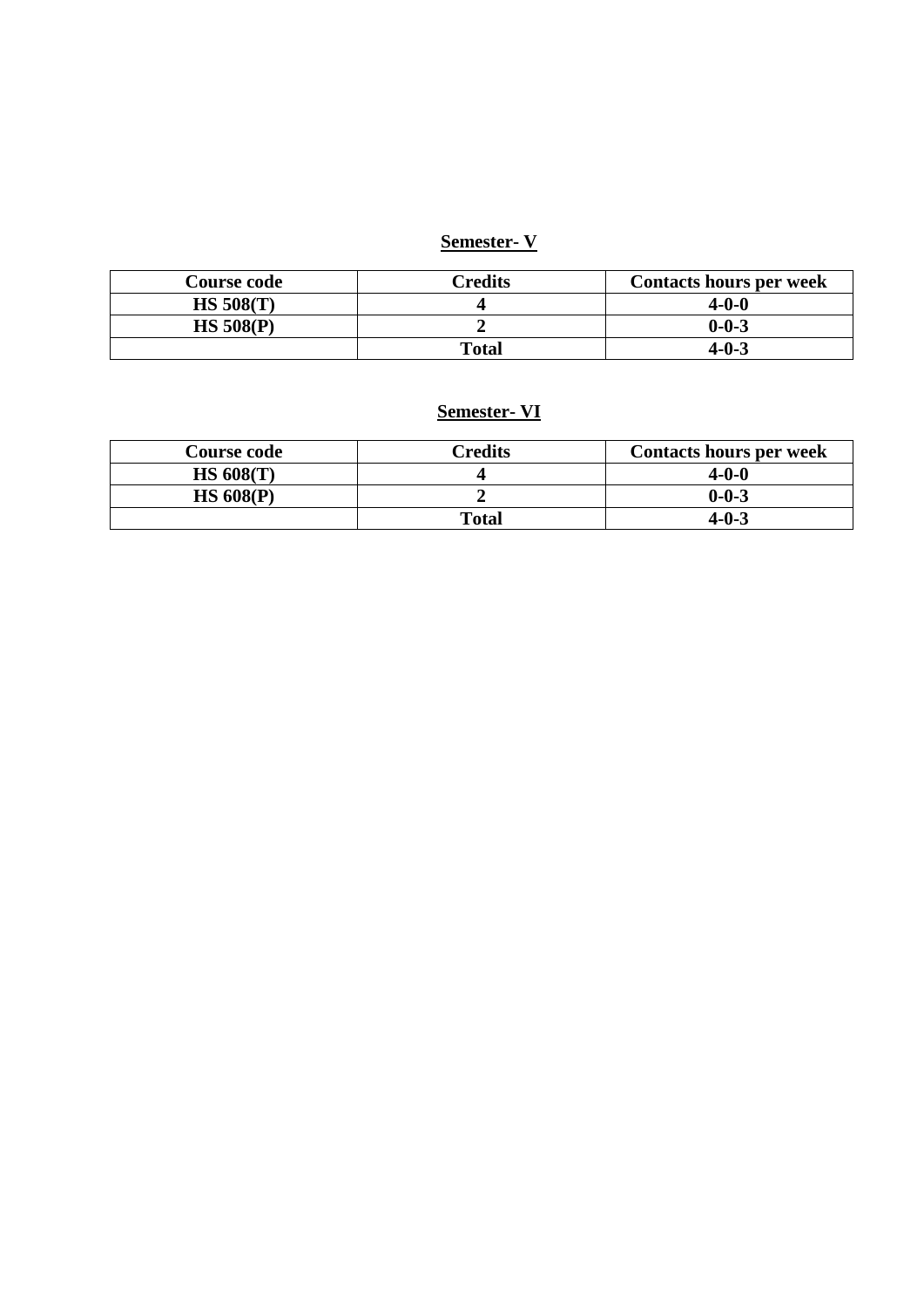**Semester- V**

| Course code | Credits | Contacts hours per week |
|---|---|---|
| HS 508(T) | 4 | 4-0-0 |
| HS 508(P) | 2 | 0-0-3 |
| | Total | 4-0-3 |

**Semester- VI**

| Course code | Credits | Contacts hours per week |
|---|---|---|
| HS 608(T) | 4 | 4-0-0 |
| HS 608(P) | 2 | 0-0-3 |
| | Total | 4-0-3 |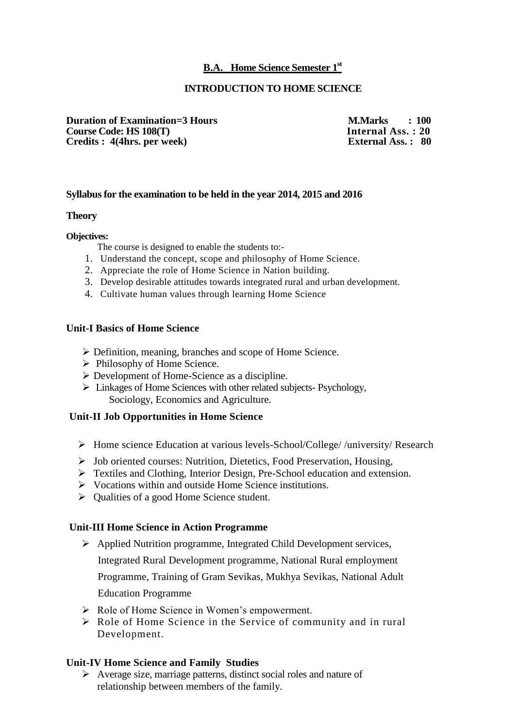## B.A. Home Science Semester 1st

### INTRODUCTION TO HOME SCIENCE

**Duration of Examination=3 Hours** | **M.Marks : 100**
**Course Code: HS 108(T)** | **Internal Ass. : 20**
**Credits : 4(4hrs. per week)** | **External Ass. : 80**

**Syllabus for the examination to be held in the year 2014, 2015 and 2016**

**Theory**

**Objectives:**

The course is designed to enable the students to:-

1. Understand the concept, scope and philosophy of Home Science.
2. Appreciate the role of Home Science in Nation building.
3. Develop desirable attitudes towards integrated rural and urban development.
4. Cultivate human values through learning Home Science

**Unit-I Basics of Home Science**

- Definition, meaning, branches and scope of Home Science.
- Philosophy of Home Science.
- Development of Home-Science as a discipline.
- Linkages of Home Sciences with other related subjects- Psychology, Sociology, Economics and Agriculture.

**Unit-II Job Opportunities in Home Science**

- Home science Education at various levels-School/College/ /university/ Research
- Job oriented courses: Nutrition, Dietetics, Food Preservation, Housing,
- Textiles and Clothing, Interior Design, Pre-School education and extension.
- Vocations within and outside Home Science institutions.
- Qualities of a good Home Science student.

**Unit-III Home Science in Action Programme**

- Applied Nutrition programme, Integrated Child Development services, Integrated Rural Development programme, National Rural employment Programme, Training of Gram Sevikas, Mukhya Sevikas, National Adult Education Programme
- Role of Home Science in Women's empowerment.
- Role of Home Science in the Service of community and in rural Development.

**Unit-IV Home Science and Family Studies**

- Average size, marriage patterns, distinct social roles and nature of relationship between members of the family.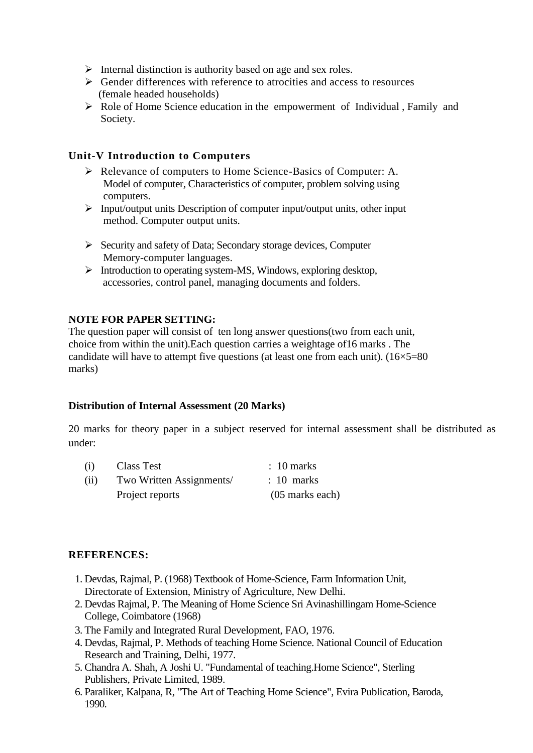- Internal distinction is authority based on age and sex roles.
- Gender differences with reference to atrocities and access to resources (female headed households)
- Role of Home Science education in the empowerment of Individual , Family and Society.

### Unit-V Introduction to Computers

- Relevance of computers to Home Science-Basics of Computer: A. Model of computer, Characteristics of computer, problem solving using computers.
- Input/output units Description of computer input/output units, other input method. Computer output units.
- Security and safety of Data; Secondary storage devices, Computer Memory-computer languages.
- Introduction to operating system-MS, Windows, exploring desktop, accessories, control panel, managing documents and folders.

**NOTE FOR PAPER SETTING:**

The question paper will consist of ten long answer questions(two from each unit, choice from within the unit).Each question carries a weightage of16 marks . The candidate will have to attempt five questions (at least one from each unit). (16×5=80 marks)

**Distribution of Internal Assessment (20 Marks)**

20 marks for theory paper in a subject reserved for internal assessment shall be distributed as under:

| | | |
|---|---|---|
| (i) | Class Test | : 10 marks |
| (ii) | Two Written Assignments/ Project reports | : 10 marks (05 marks each) |

**REFERENCES:**

1. Devdas, Rajmal, P. (1968) Textbook of Home-Science, Farm Information Unit, Directorate of Extension, Ministry of Agriculture, New Delhi.
2. Devdas Rajmal, P. The Meaning of Home Science Sri Avinashillingam Home-Science College, Coimbatore (1968)
3. The Family and Integrated Rural Development, FAO, 1976.
4. Devdas, Rajmal, P. Methods of teaching Home Science. National Council of Education Research and Training, Delhi, 1977.
5. Chandra A. Shah, A Joshi U. "Fundamental of teaching.Home Science", Sterling Publishers, Private Limited, 1989.
6. Paraliker, Kalpana, R, "The Art of Teaching Home Science", Evira Publication, Baroda, 1990.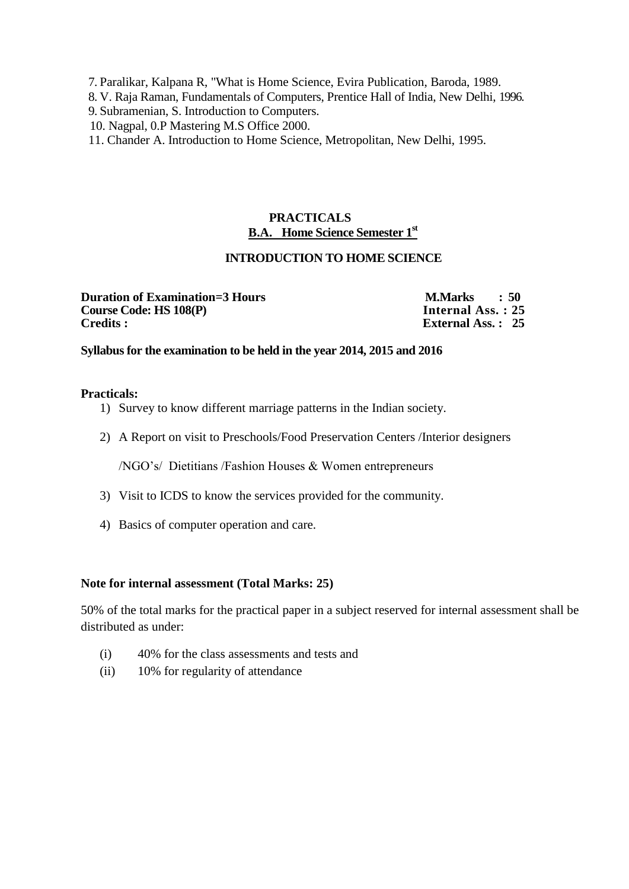7. Paralikar, Kalpana R, "What is Home Science, Evira Publication, Baroda, 1989.
8. V. Raja Raman, Fundamentals of Computers, Prentice Hall of India, New Delhi, 1996.
9. Subramenian, S. Introduction to Computers.
10. Nagpal, 0.P Mastering M.S Office 2000.
11. Chander A. Introduction to Home Science, Metropolitan, New Delhi, 1995.

## PRACTICALS

## B.A. Home Science Semester 1st

### INTRODUCTION TO HOME SCIENCE

| | |
|---|---|
| **Duration of Examination=3 Hours** | **M.Marks : 50** |
| **Course Code: HS 108(P)** | **Internal Ass. : 25** |
| **Credits :** | **External Ass. : 25** |

**Syllabus for the examination to be held in the year 2014, 2015 and 2016**

**Practicals:**

1) Survey to know different marriage patterns in the Indian society.
2) A Report on visit to Preschools/Food Preservation Centers /Interior designers /NGO's/ Dietitians /Fashion Houses & Women entrepreneurs
3) Visit to ICDS to know the services provided for the community.
4) Basics of computer operation and care.

**Note for internal assessment (Total Marks: 25)**

50% of the total marks for the practical paper in a subject reserved for internal assessment shall be distributed as under:

(i) 40% for the class assessments and tests and
(ii) 10% for regularity of attendance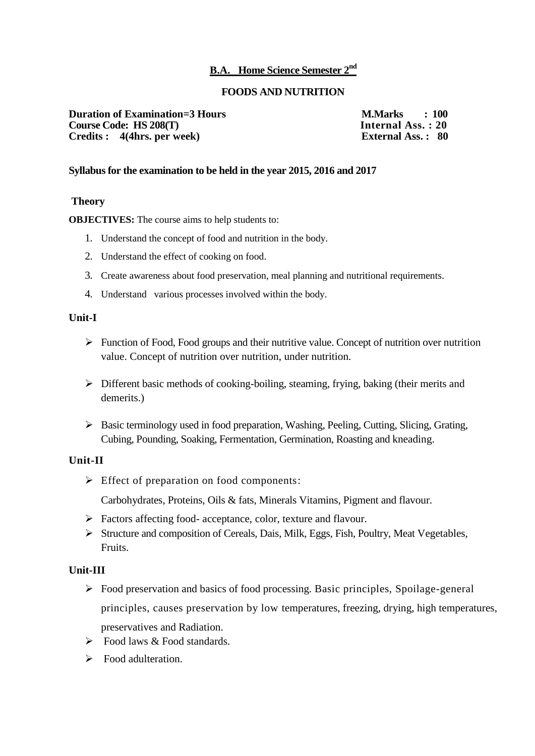## B.A. Home Science Semester 2nd

### FOODS AND NUTRITION

**Duration of Examination=3 Hours** **M.Marks : 100**
**Course Code: HS 208(T)** **Internal Ass. : 20**
**Credits : 4(4hrs. per week)** **External Ass. : 80**

**Syllabus for the examination to be held in the year 2015, 2016 and 2017**

**Theory**

**OBJECTIVES:** The course aims to help students to:

1. Understand the concept of food and nutrition in the body.
2. Understand the effect of cooking on food.
3. Create awareness about food preservation, meal planning and nutritional requirements.
4. Understand various processes involved within the body.

**Unit-I**

- Function of Food, Food groups and their nutritive value. Concept of nutrition over nutrition value. Concept of nutrition over nutrition, under nutrition.
- Different basic methods of cooking-boiling, steaming, frying, baking (their merits and demerits.)
- Basic terminology used in food preparation, Washing, Peeling, Cutting, Slicing, Grating, Cubing, Pounding, Soaking, Fermentation, Germination, Roasting and kneading.

**Unit-II**

- Effect of preparation on food components:

  Carbohydrates, Proteins, Oils & fats, Minerals Vitamins, Pigment and flavour.
- Factors affecting food- acceptance, color, texture and flavour.
- Structure and composition of Cereals, Dais, Milk, Eggs, Fish, Poultry, Meat Vegetables, Fruits.

**Unit-III**

- Food preservation and basics of food processing. Basic principles, Spoilage-general principles, causes preservation by low temperatures, freezing, drying, high temperatures, preservatives and Radiation.
- Food laws & Food standards.
- Food adulteration.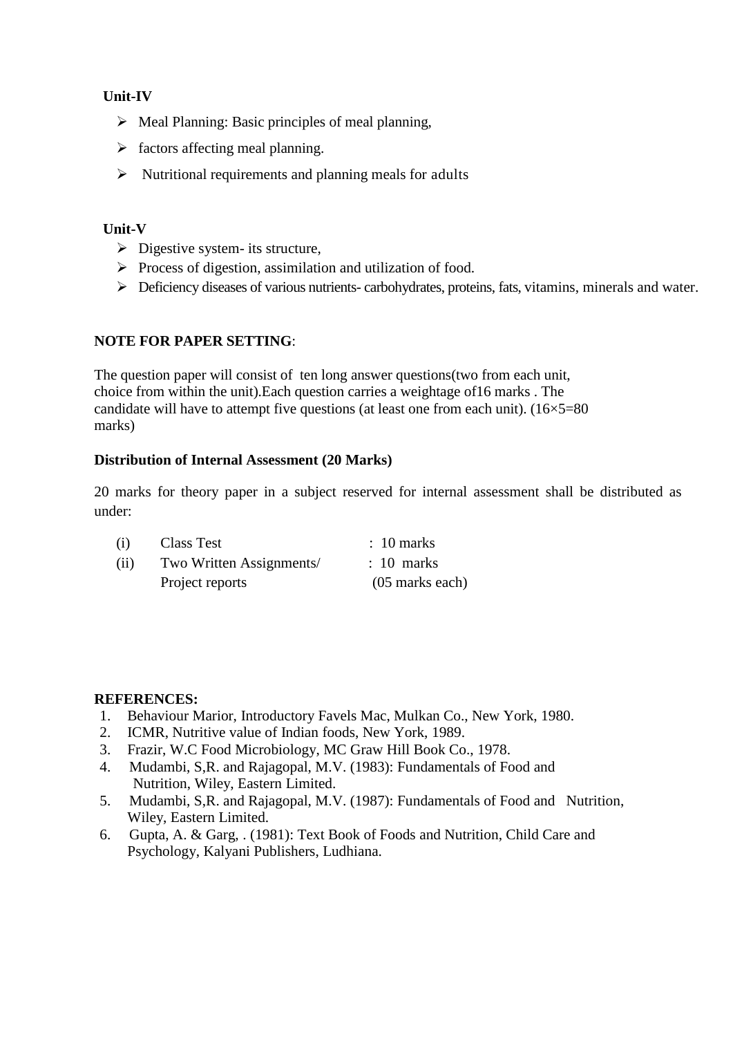**Unit-IV**

- Meal Planning: Basic principles of meal planning,
- factors affecting meal planning.
- Nutritional requirements and planning meals for adults

**Unit-V**

- Digestive system- its structure,
- Process of digestion, assimilation and utilization of food.
- Deficiency diseases of various nutrients- carbohydrates, proteins, fats, vitamins, minerals and water.

**NOTE FOR PAPER SETTING**:

The question paper will consist of ten long answer questions(two from each unit, choice from within the unit).Each question carries a weightage of16 marks . The candidate will have to attempt five questions (at least one from each unit). (16×5=80 marks)

**Distribution of Internal Assessment (20 Marks)**

20 marks for theory paper in a subject reserved for internal assessment shall be distributed as under:

| | | |
|---|---|---|
| (i) | Class Test | : 10 marks |
| (ii) | Two Written Assignments/ Project reports | : 10 marks (05 marks each) |

**REFERENCES:**

1. Behaviour Marior, Introductory Favels Mac, Mulkan Co., New York, 1980.
2. ICMR, Nutritive value of Indian foods, New York, 1989.
3. Frazir, W.C Food Microbiology, MC Graw Hill Book Co., 1978.
4. Mudambi, S,R. and Rajagopal, M.V. (1983): Fundamentals of Food and Nutrition, Wiley, Eastern Limited.
5. Mudambi, S,R. and Rajagopal, M.V. (1987): Fundamentals of Food and Nutrition, Wiley, Eastern Limited.
6. Gupta, A. & Garg, . (1981): Text Book of Foods and Nutrition, Child Care and Psychology, Kalyani Publishers, Ludhiana.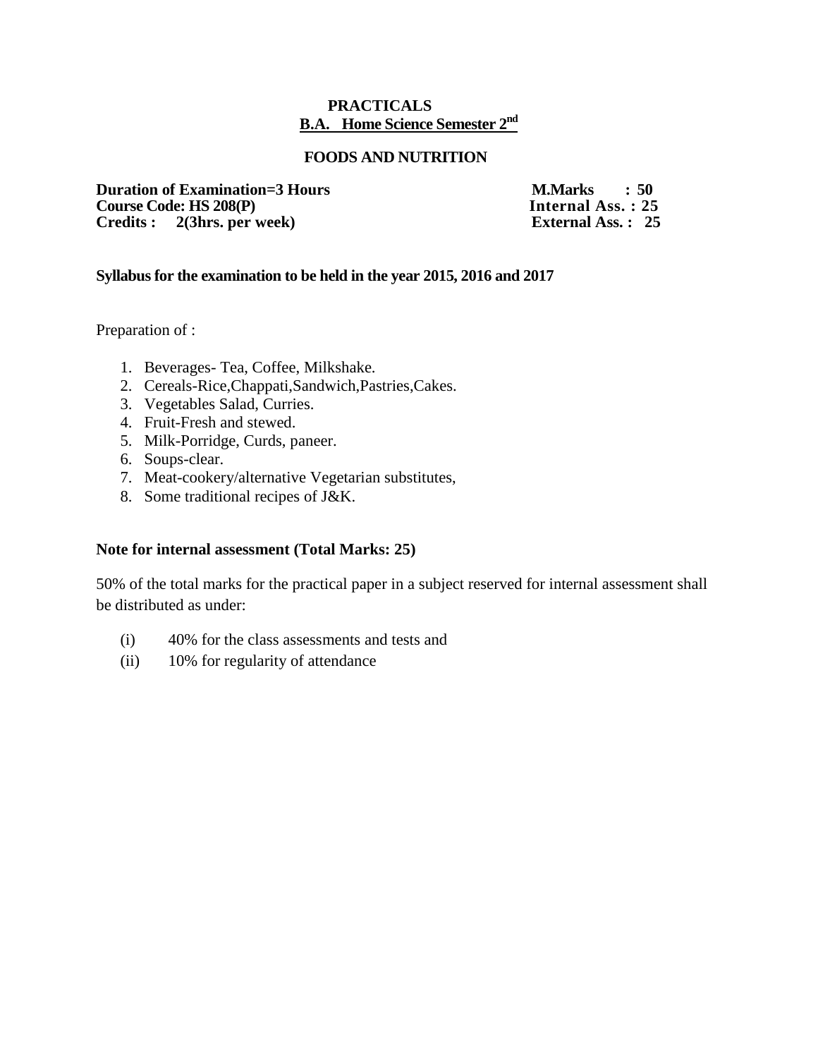**PRACTICALS**

**B.A. Home Science Semester 2nd**

**FOODS AND NUTRITION**

**Duration of Examination=3 Hours** **M.Marks : 50**
**Course Code: HS 208(P)** **Internal Ass. : 25**
**Credits : 2(3hrs. per week)** **External Ass. : 25**

**Syllabus for the examination to be held in the year 2015, 2016 and 2017**

Preparation of :

1. Beverages- Tea, Coffee, Milkshake.
2. Cereals-Rice,Chappati,Sandwich,Pastries,Cakes.
3. Vegetables Salad, Curries.
4. Fruit-Fresh and stewed.
5. Milk-Porridge, Curds, paneer.
6. Soups-clear.
7. Meat-cookery/alternative Vegetarian substitutes,
8. Some traditional recipes of J&K.

**Note for internal assessment (Total Marks: 25)**

50% of the total marks for the practical paper in a subject reserved for internal assessment shall be distributed as under:

(i) 40% for the class assessments and tests and
(ii) 10% for regularity of attendance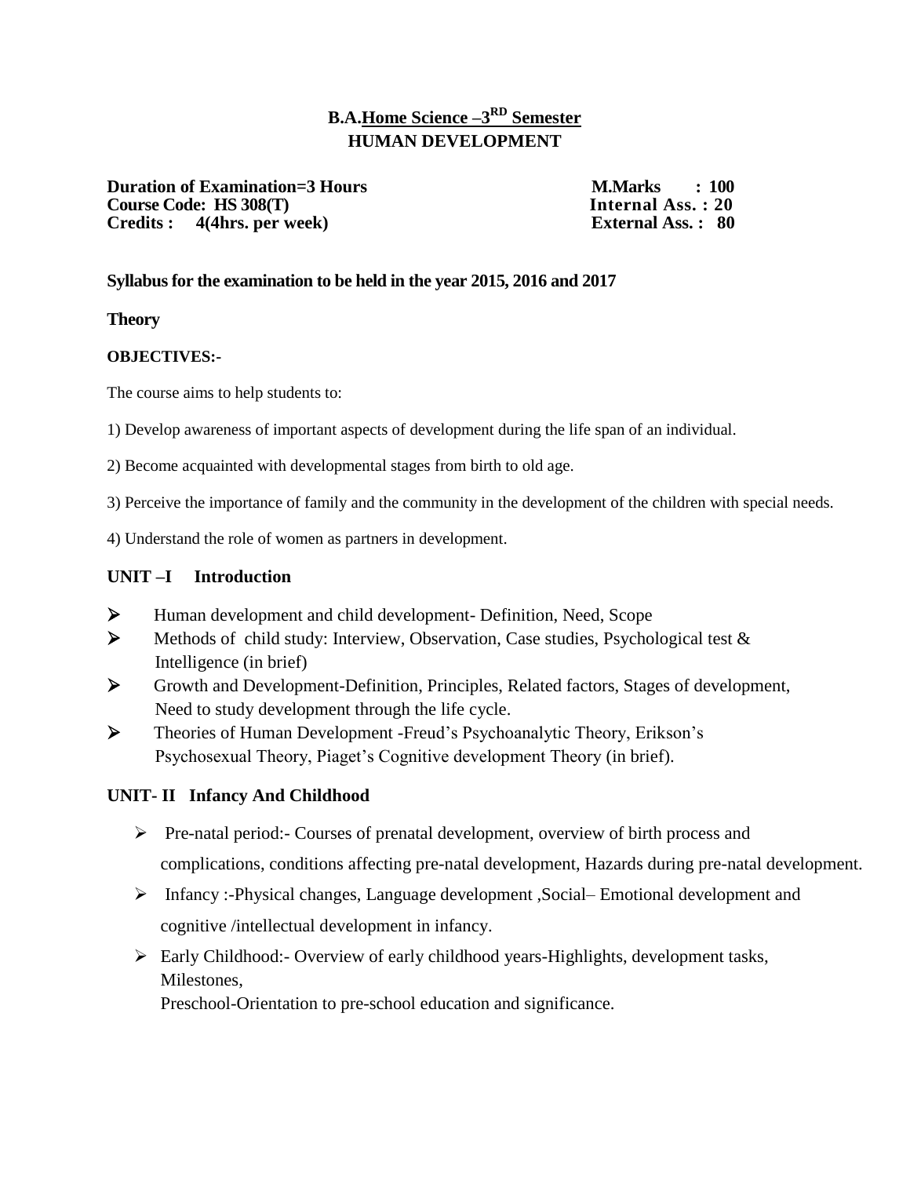# B.A.Home Science –3RD Semester
## HUMAN DEVELOPMENT

**Duration of Examination=3 Hours** **M.Marks : 100**
**Course Code: HS 308(T)** **Internal Ass. : 20**
**Credits : 4(4hrs. per week)** **External Ass. : 80**

**Syllabus for the examination to be held in the year 2015, 2016 and 2017**

**Theory**

**OBJECTIVES:-**

The course aims to help students to:

1) Develop awareness of important aspects of development during the life span of an individual.

2) Become acquainted with developmental stages from birth to old age.

3) Perceive the importance of family and the community in the development of the children with special needs.

4) Understand the role of women as partners in development.

### UNIT –I Introduction

- Human development and child development- Definition, Need, Scope
- Methods of child study: Interview, Observation, Case studies, Psychological test & Intelligence (in brief)
- Growth and Development-Definition, Principles, Related factors, Stages of development, Need to study development through the life cycle.
- Theories of Human Development -Freud's Psychoanalytic Theory, Erikson's Psychosexual Theory, Piaget's Cognitive development Theory (in brief).

### UNIT- II Infancy And Childhood

- Pre-natal period:- Courses of prenatal development, overview of birth process and complications, conditions affecting pre-natal development, Hazards during pre-natal development.
- Infancy :-Physical changes, Language development ,Social– Emotional development and cognitive /intellectual development in infancy.
- Early Childhood:- Overview of early childhood years-Highlights, development tasks, Milestones,
  Preschool-Orientation to pre-school education and significance.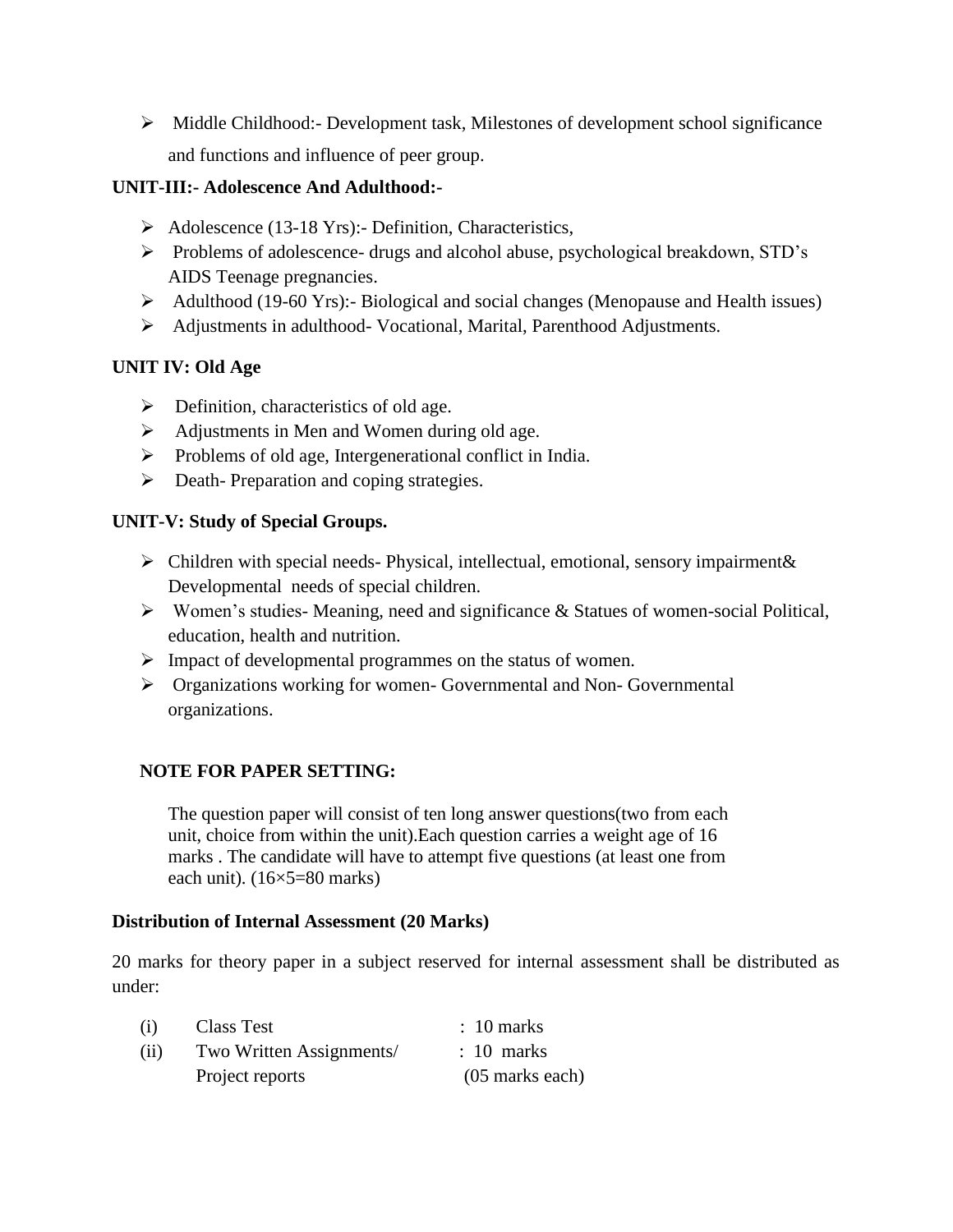- Middle Childhood:- Development task, Milestones of development school significance and functions and influence of peer group.

**UNIT-III:- Adolescence And Adulthood:-**

- Adolescence (13-18 Yrs):- Definition, Characteristics,
- Problems of adolescence- drugs and alcohol abuse, psychological breakdown, STD's AIDS Teenage pregnancies.
- Adulthood (19-60 Yrs):- Biological and social changes (Menopause and Health issues)
- Adjustments in adulthood- Vocational, Marital, Parenthood Adjustments.

**UNIT IV: Old Age**

- Definition, characteristics of old age.
- Adjustments in Men and Women during old age.
- Problems of old age, Intergenerational conflict in India.
- Death- Preparation and coping strategies.

**UNIT-V: Study of Special Groups.**

- Children with special needs- Physical, intellectual, emotional, sensory impairment& Developmental needs of special children.
- Women's studies- Meaning, need and significance & Statues of women-social Political, education, health and nutrition.
- Impact of developmental programmes on the status of women.
- Organizations working for women- Governmental and Non- Governmental organizations.

**NOTE FOR PAPER SETTING:**

The question paper will consist of ten long answer questions(two from each unit, choice from within the unit).Each question carries a weight age of 16 marks . The candidate will have to attempt five questions (at least one from each unit). (16×5=80 marks)

**Distribution of Internal Assessment (20 Marks)**

20 marks for theory paper in a subject reserved for internal assessment shall be distributed as under:

| | | |
|---|---|---|
| (i) | Class Test | : 10 marks |
| (ii) | Two Written Assignments/ Project reports | : 10 marks (05 marks each) |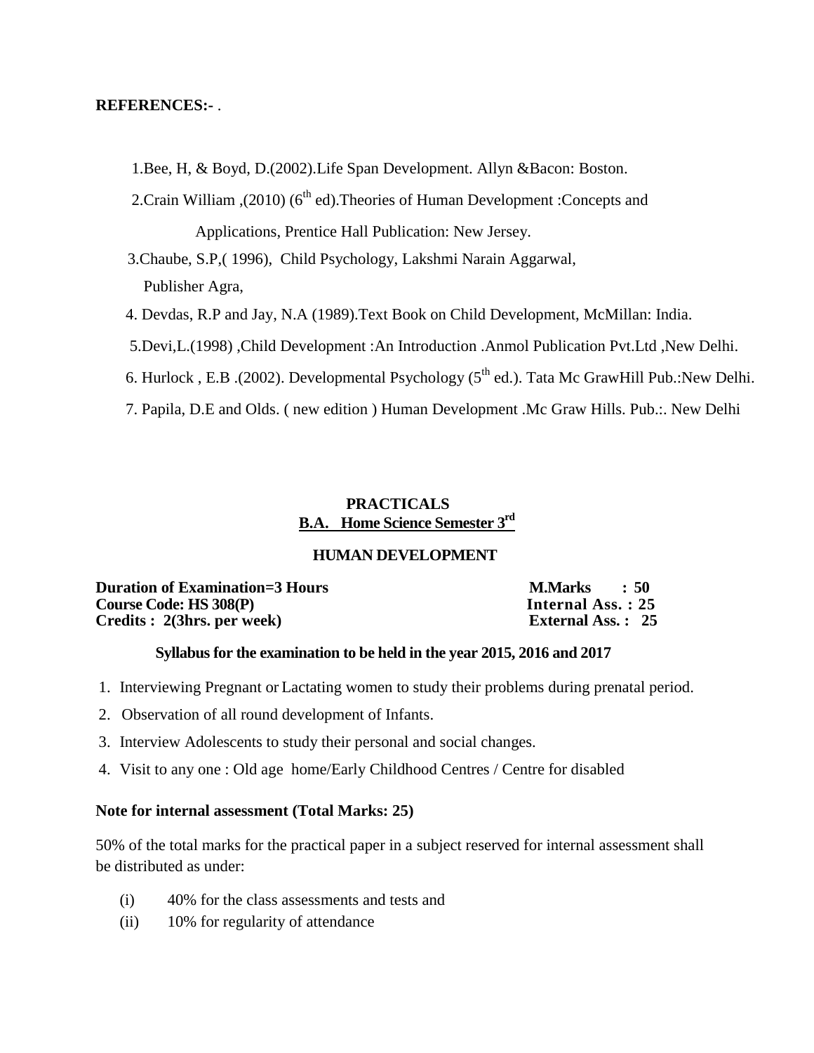**REFERENCES:-** .

1. Bee, H, & Boyd, D.(2002).Life Span Development. Allyn &Bacon: Boston.
2. Crain William ,(2010) (6th ed).Theories of Human Development :Concepts and Applications, Prentice Hall Publication: New Jersey.
3. Chaube, S.P,( 1996), Child Psychology, Lakshmi Narain Aggarwal, Publisher Agra,
4. Devdas, R.P and Jay, N.A (1989).Text Book on Child Development, McMillan: India.
5. Devi,L.(1998) ,Child Development :An Introduction .Anmol Publication Pvt.Ltd ,New Delhi.
6. Hurlock , E.B .(2002). Developmental Psychology (5th ed.). Tata Mc GrawHill Pub.:New Delhi.
7. Papila, D.E and Olds. ( new edition ) Human Development .Mc Graw Hills. Pub.:. New Delhi

## PRACTICALS
## B.A. Home Science Semester 3rd

### HUMAN DEVELOPMENT

**Duration of Examination=3 Hours** — **M.Marks : 50**
**Course Code: HS 308(P)** — **Internal Ass. : 25**
**Credits : 2(3hrs. per week)** — **External Ass. : 25**

**Syllabus for the examination to be held in the year 2015, 2016 and 2017**

1. Interviewing Pregnant or Lactating women to study their problems during prenatal period.
2. Observation of all round development of Infants.
3. Interview Adolescents to study their personal and social changes.
4. Visit to any one : Old age home/Early Childhood Centres / Centre for disabled

**Note for internal assessment (Total Marks: 25)**

50% of the total marks for the practical paper in a subject reserved for internal assessment shall be distributed as under:

(i) 40% for the class assessments and tests and
(ii) 10% for regularity of attendance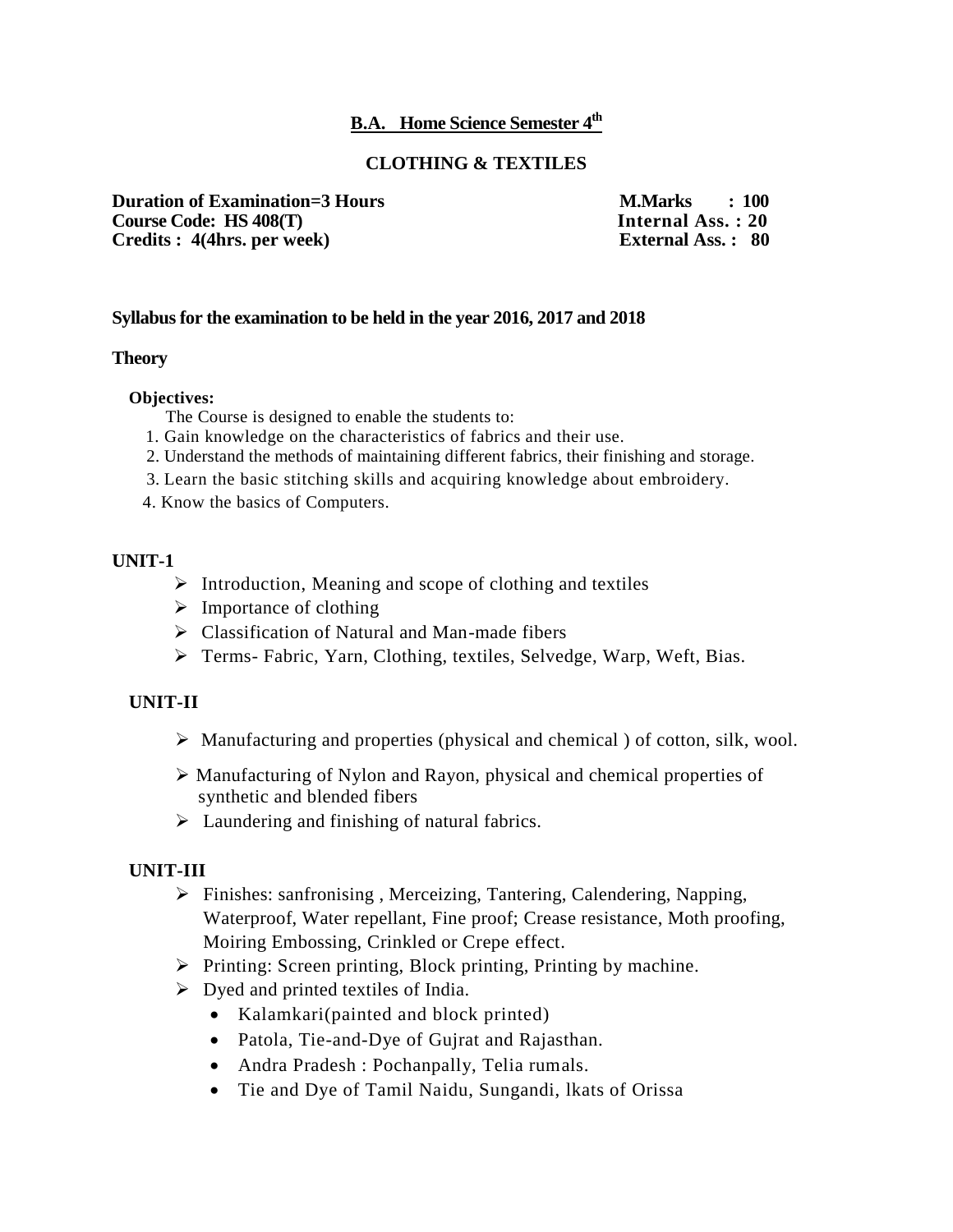## B.A. Home Science Semester 4th

## CLOTHING & TEXTILES

**Duration of Examination=3 Hours** **M.Marks : 100**
**Course Code: HS 408(T)** **Internal Ass. : 20**
**Credits : 4(4hrs. per week)** **External Ass. : 80**

**Syllabus for the examination to be held in the year 2016, 2017 and 2018**

**Theory**

**Objectives:**

The Course is designed to enable the students to:

1. Gain knowledge on the characteristics of fabrics and their use.
2. Understand the methods of maintaining different fabrics, their finishing and storage.
3. Learn the basic stitching skills and acquiring knowledge about embroidery.
4. Know the basics of Computers.

### UNIT-1

- Introduction, Meaning and scope of clothing and textiles
- Importance of clothing
- Classification of Natural and Man-made fibers
- Terms- Fabric, Yarn, Clothing, textiles, Selvedge, Warp, Weft, Bias.

### UNIT-II

- Manufacturing and properties (physical and chemical ) of cotton, silk, wool.
- Manufacturing of Nylon and Rayon, physical and chemical properties of synthetic and blended fibers
- Laundering and finishing of natural fabrics.

### UNIT-III

- Finishes: sanfronising , Merceizing, Tantering, Calendering, Napping, Waterproof, Water repellant, Fine proof; Crease resistance, Moth proofing, Moiring Embossing, Crinkled or Crepe effect.
- Printing: Screen printing, Block printing, Printing by machine.
- Dyed and printed textiles of India.
  - Kalamkari(painted and block printed)
  - Patola, Tie-and-Dye of Gujrat and Rajasthan.
  - Andra Pradesh : Pochanpally, Telia rumals.
  - Tie and Dye of Tamil Naidu, Sungandi, lkats of Orissa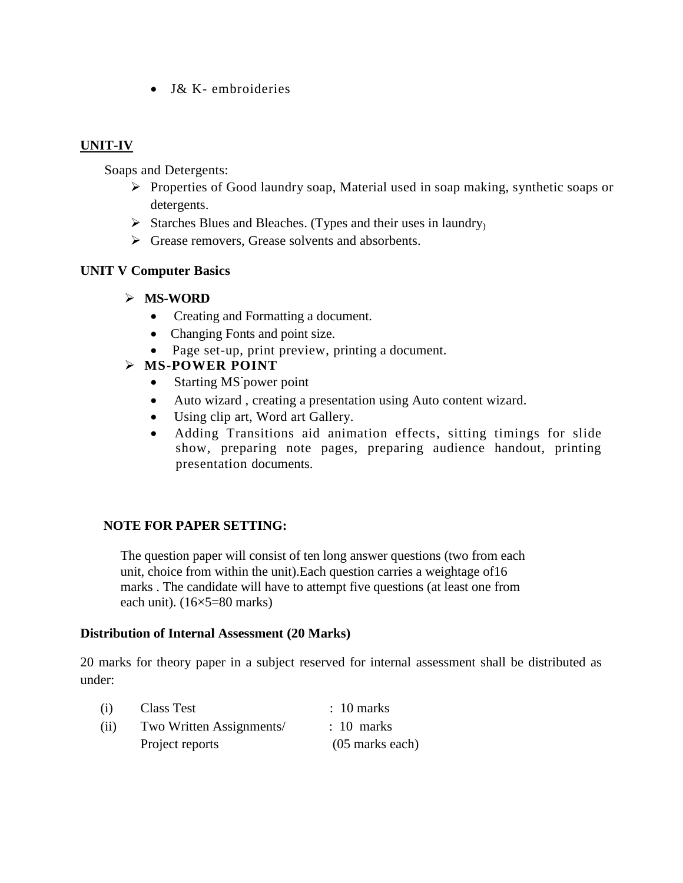- J& K- embroideries

## UNIT-IV

Soaps and Detergents:

- Properties of Good laundry soap, Material used in soap making, synthetic soaps or detergents.
- Starches Blues and Bleaches. (Types and their uses in laundry)
- Grease removers, Grease solvents and absorbents.

## UNIT V Computer Basics

- **MS-WORD**
  - Creating and Formatting a document.
  - Changing Fonts and point size.
  - Page set-up, print preview, printing a document.
- **MS-POWER POINT**
  - Starting MS-power point
  - Auto wizard , creating a presentation using Auto content wizard.
  - Using clip art, Word art Gallery.
  - Adding Transitions aid animation effects, sitting timings for slide show, preparing note pages, preparing audience handout, printing presentation documents.

**NOTE FOR PAPER SETTING:**

The question paper will consist of ten long answer questions (two from each unit, choice from within the unit).Each question carries a weightage of16 marks . The candidate will have to attempt five questions (at least one from each unit). (16×5=80 marks)

**Distribution of Internal Assessment (20 Marks)**

20 marks for theory paper in a subject reserved for internal assessment shall be distributed as under:

| | | |
|---|---|---|
| (i) | Class Test | : 10 marks |
| (ii) | Two Written Assignments/ Project reports | : 10 marks (05 marks each) |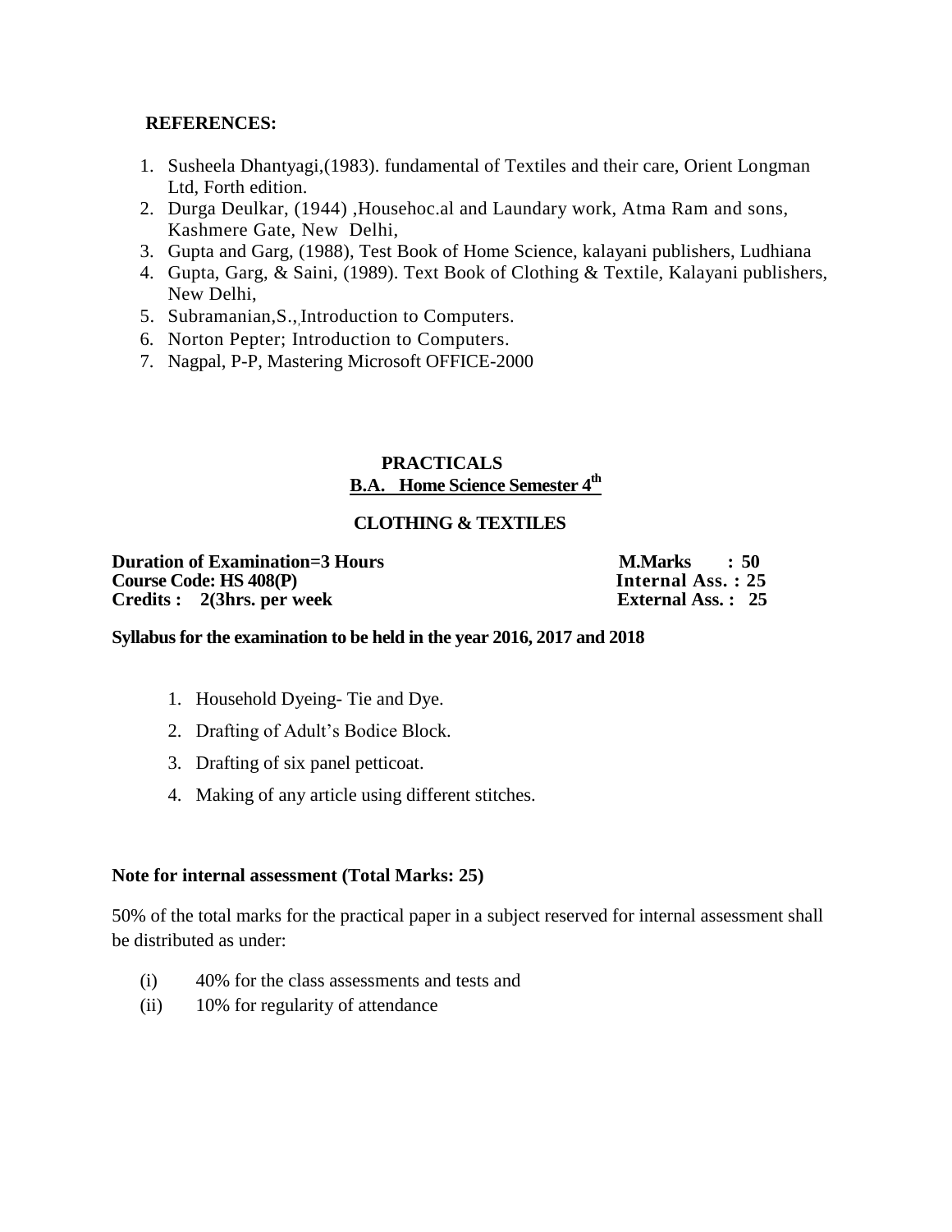**REFERENCES:**

1. Susheela Dhantyagi,(1983). fundamental of Textiles and their care, Orient Longman Ltd, Forth edition.
2. Durga Deulkar, (1944) ,Househoc.al and Laundary work, Atma Ram and sons, Kashmere Gate, New Delhi,
3. Gupta and Garg, (1988), Test Book of Home Science, kalayani publishers, Ludhiana
4. Gupta, Garg, & Saini, (1989). Text Book of Clothing & Textile, Kalayani publishers, New Delhi,
5. Subramanian,S.,,Introduction to Computers.
6. Norton Pepter; Introduction to Computers.
7. Nagpal, P-P, Mastering Microsoft OFFICE-2000

## PRACTICALS

## B.A. Home Science Semester 4th

### CLOTHING & TEXTILES

**Duration of Examination=3 Hours** — **M.Marks : 50**
**Course Code: HS 408(P)** — **Internal Ass. : 25**
**Credits : 2(3hrs. per week** — **External Ass. : 25**

**Syllabus for the examination to be held in the year 2016, 2017 and 2018**

1. Household Dyeing- Tie and Dye.
2. Drafting of Adult's Bodice Block.
3. Drafting of six panel petticoat.
4. Making of any article using different stitches.

**Note for internal assessment (Total Marks: 25)**

50% of the total marks for the practical paper in a subject reserved for internal assessment shall be distributed as under:

(i) 40% for the class assessments and tests and
(ii) 10% for regularity of attendance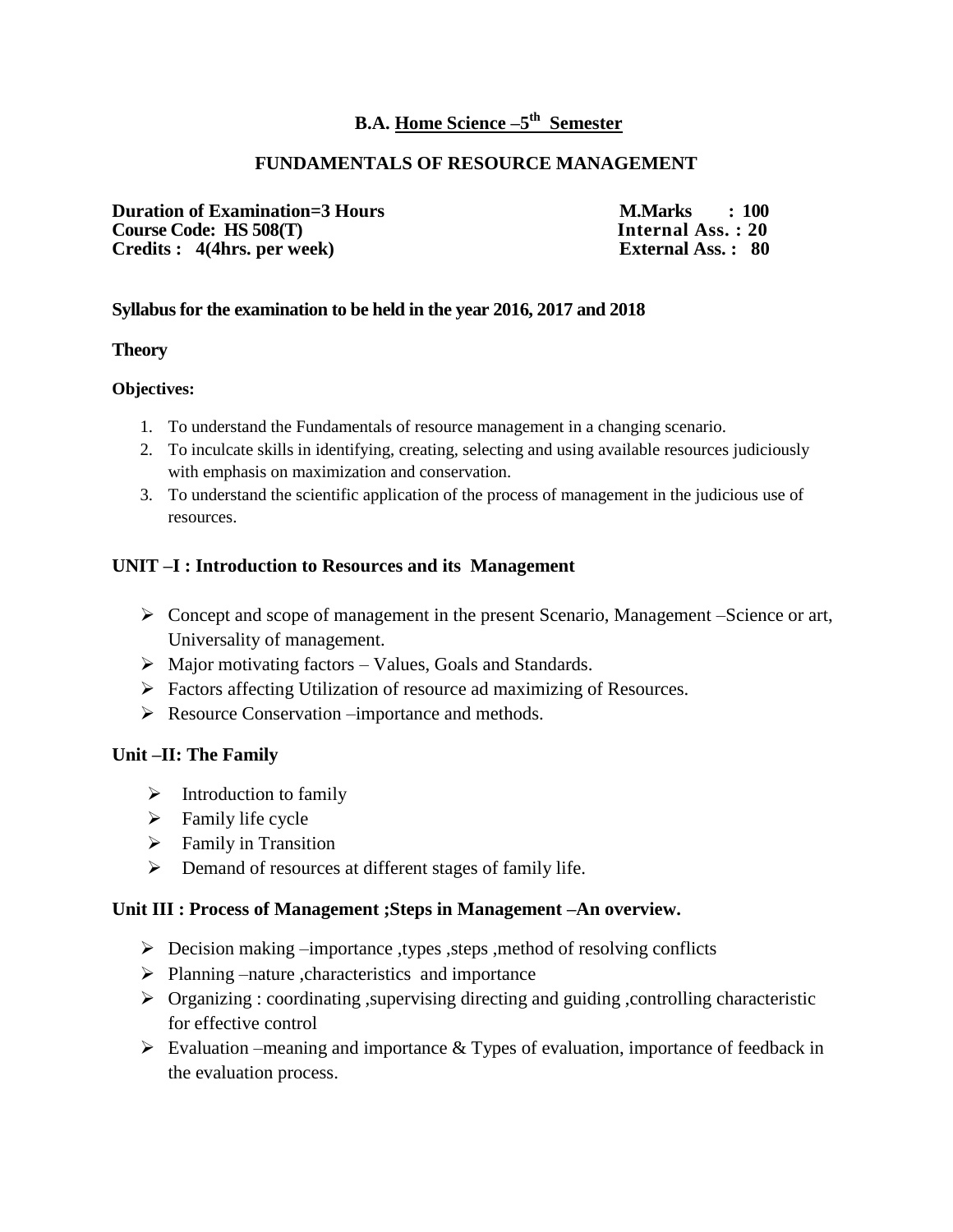# B.A. Home Science –5th Semester

## FUNDAMENTALS OF RESOURCE MANAGEMENT

**Duration of Examination=3 Hours** | **M.Marks : 100**
**Course Code: HS 508(T)** | **Internal Ass. : 20**
**Credits : 4(4hrs. per week)** | **External Ass. : 80**

**Syllabus for the examination to be held in the year 2016, 2017 and 2018**

**Theory**

**Objectives:**

1. To understand the Fundamentals of resource management in a changing scenario.
2. To inculcate skills in identifying, creating, selecting and using available resources judiciously with emphasis on maximization and conservation.
3. To understand the scientific application of the process of management in the judicious use of resources.

### UNIT –I : Introduction to Resources and its Management

- Concept and scope of management in the present Scenario, Management –Science or art, Universality of management.
- Major motivating factors – Values, Goals and Standards.
- Factors affecting Utilization of resource ad maximizing of Resources.
- Resource Conservation –importance and methods.

### Unit –II: The Family

- Introduction to family
- Family life cycle
- Family in Transition
- Demand of resources at different stages of family life.

### Unit III : Process of Management ;Steps in Management –An overview.

- Decision making –importance ,types ,steps ,method of resolving conflicts
- Planning –nature ,characteristics and importance
- Organizing : coordinating ,supervising directing and guiding ,controlling characteristic for effective control
- Evaluation –meaning and importance & Types of evaluation, importance of feedback in the evaluation process.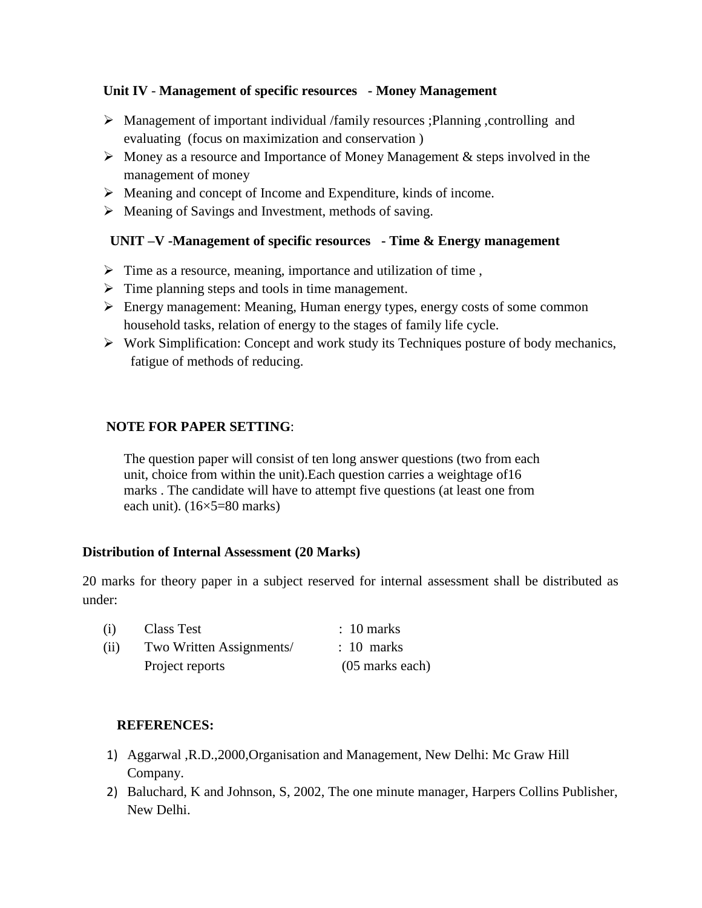**Unit IV - Management of specific resources - Money Management**

- Management of important individual /family resources ;Planning ,controlling and evaluating (focus on maximization and conservation )
- Money as a resource and Importance of Money Management & steps involved in the management of money
- Meaning and concept of Income and Expenditure, kinds of income.
- Meaning of Savings and Investment, methods of saving.

**UNIT –V -Management of specific resources - Time & Energy management**

- Time as a resource, meaning, importance and utilization of time ,
- Time planning steps and tools in time management.
- Energy management: Meaning, Human energy types, energy costs of some common household tasks, relation of energy to the stages of family life cycle.
- Work Simplification: Concept and work study its Techniques posture of body mechanics, fatigue of methods of reducing.

**NOTE FOR PAPER SETTING**:

The question paper will consist of ten long answer questions (two from each unit, choice from within the unit).Each question carries a weightage of16 marks . The candidate will have to attempt five questions (at least one from each unit). (16×5=80 marks)

**Distribution of Internal Assessment (20 Marks)**

20 marks for theory paper in a subject reserved for internal assessment shall be distributed as under:

| | | |
|---|---|---|
| (i) | Class Test | : 10 marks |
| (ii) | Two Written Assignments/ Project reports | : 10 marks (05 marks each) |

**REFERENCES:**

1) Aggarwal ,R.D.,2000,Organisation and Management, New Delhi: Mc Graw Hill Company.
2) Baluchard, K and Johnson, S, 2002, The one minute manager, Harpers Collins Publisher, New Delhi.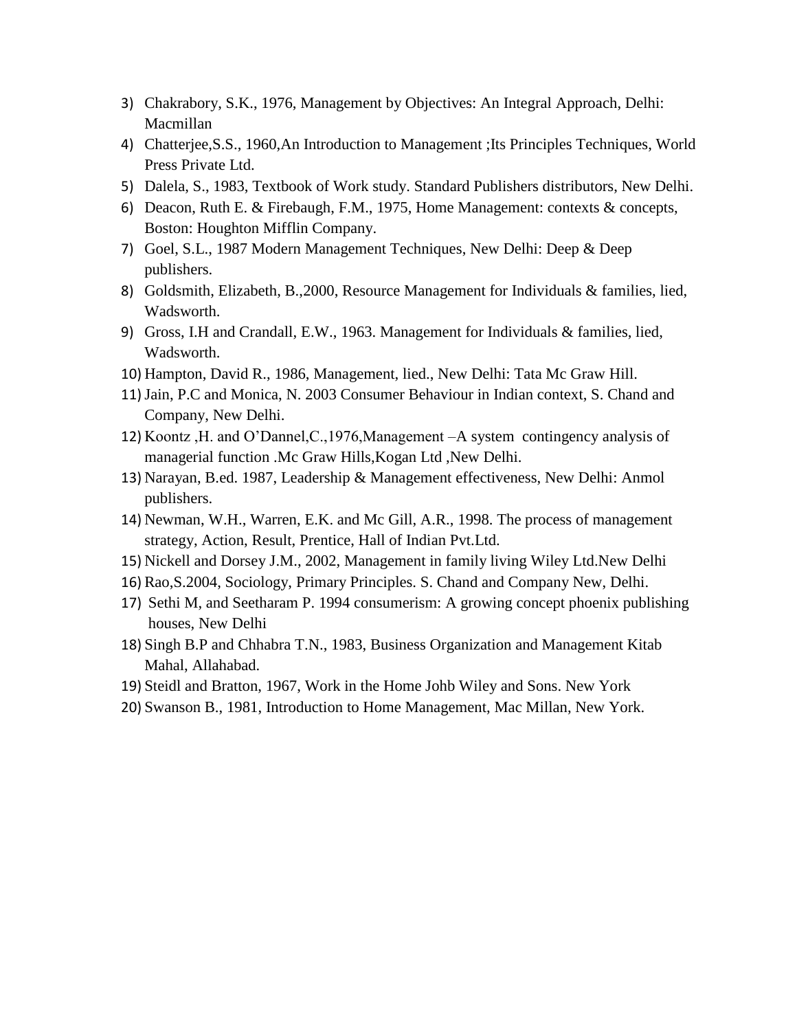3) Chakrabory, S.K., 1976, Management by Objectives: An Integral Approach, Delhi: Macmillan
4) Chatterjee,S.S., 1960,An Introduction to Management ;Its Principles Techniques, World Press Private Ltd.
5) Dalela, S., 1983, Textbook of Work study. Standard Publishers distributors, New Delhi.
6) Deacon, Ruth E. & Firebaugh, F.M., 1975, Home Management: contexts & concepts, Boston: Houghton Mifflin Company.
7) Goel, S.L., 1987 Modern Management Techniques, New Delhi: Deep & Deep publishers.
8) Goldsmith, Elizabeth, B.,2000, Resource Management for Individuals & families, lied, Wadsworth.
9) Gross, I.H and Crandall, E.W., 1963. Management for Individuals & families, lied, Wadsworth.
10) Hampton, David R., 1986, Management, lied., New Delhi: Tata Mc Graw Hill.
11) Jain, P.C and Monica, N. 2003 Consumer Behaviour in Indian context, S. Chand and Company, New Delhi.
12) Koontz ,H. and O'Dannel,C.,1976,Management –A system contingency analysis of managerial function .Mc Graw Hills,Kogan Ltd ,New Delhi.
13) Narayan, B.ed. 1987, Leadership & Management effectiveness, New Delhi: Anmol publishers.
14) Newman, W.H., Warren, E.K. and Mc Gill, A.R., 1998. The process of management strategy, Action, Result, Prentice, Hall of Indian Pvt.Ltd.
15) Nickell and Dorsey J.M., 2002, Management in family living Wiley Ltd.New Delhi
16) Rao,S.2004, Sociology, Primary Principles. S. Chand and Company New, Delhi.
17) Sethi M, and Seetharam P. 1994 consumerism: A growing concept phoenix publishing houses, New Delhi
18) Singh B.P and Chhabra T.N., 1983, Business Organization and Management Kitab Mahal, Allahabad.
19) Steidl and Bratton, 1967, Work in the Home Johb Wiley and Sons. New York
20) Swanson B., 1981, Introduction to Home Management, Mac Millan, New York.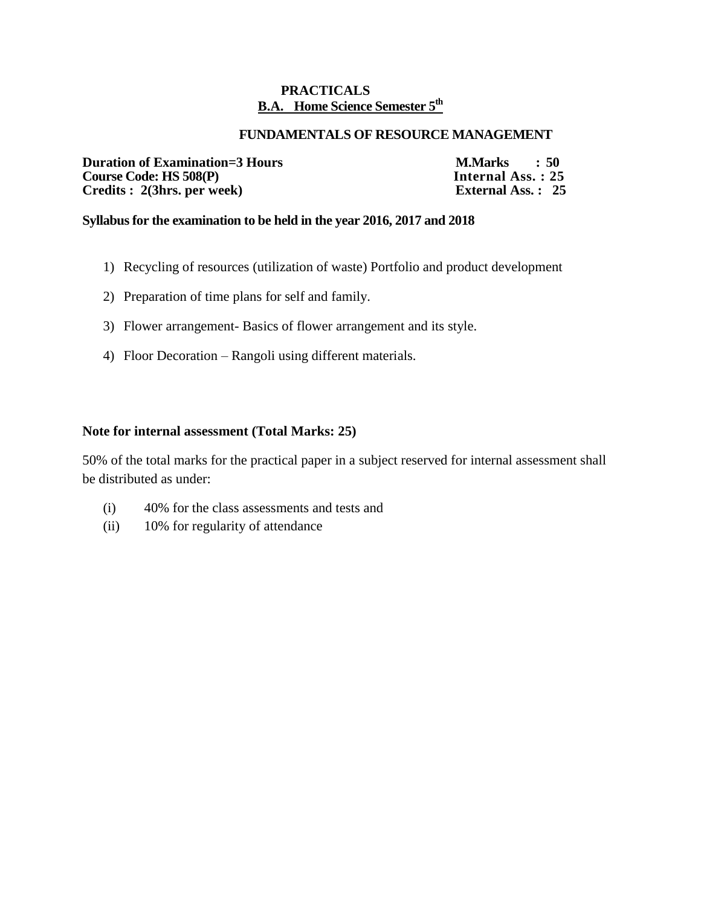**PRACTICALS**

**B.A. Home Science Semester 5th**

**FUNDAMENTALS OF RESOURCE MANAGEMENT**

**Duration of Examination=3 Hours** **M.Marks : 50**
**Course Code: HS 508(P)** **Internal Ass. : 25**
**Credits : 2(3hrs. per week)** **External Ass. : 25**

**Syllabus for the examination to be held in the year 2016, 2017 and 2018**

1) Recycling of resources (utilization of waste) Portfolio and product development
2) Preparation of time plans for self and family.
3) Flower arrangement- Basics of flower arrangement and its style.
4) Floor Decoration – Rangoli using different materials.

**Note for internal assessment (Total Marks: 25)**

50% of the total marks for the practical paper in a subject reserved for internal assessment shall be distributed as under:

(i) 40% for the class assessments and tests and
(ii) 10% for regularity of attendance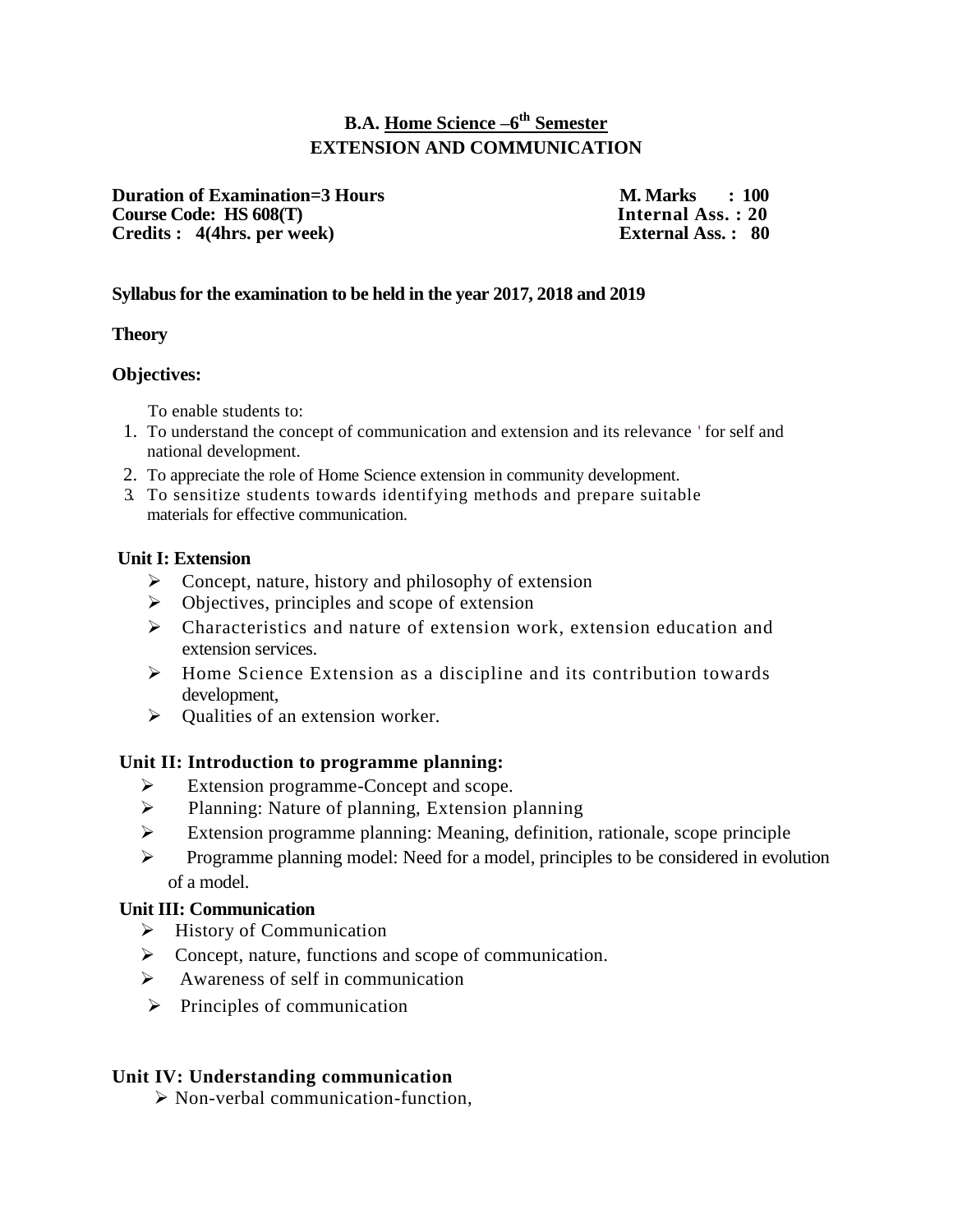## B.A. Home Science –6th Semester
## EXTENSION AND COMMUNICATION

**Duration of Examination=3 Hours** | **M. Marks : 100**
**Course Code: HS 608(T)** | **Internal Ass. : 20**
**Credits : 4(4hrs. per week)** | **External Ass. : 80**

**Syllabus for the examination to be held in the year 2017, 2018 and 2019**

**Theory**

**Objectives:**

To enable students to:

1. To understand the concept of communication and extension and its relevance ' for self and national development.
2. To appreciate the role of Home Science extension in community development.
3. To sensitize students towards identifying methods and prepare suitable materials for effective communication.

**Unit I: Extension**

- Concept, nature, history and philosophy of extension
- Objectives, principles and scope of extension
- Characteristics and nature of extension work, extension education and extension services.
- Home Science Extension as a discipline and its contribution towards development,
- Qualities of an extension worker.

**Unit II: Introduction to programme planning:**

- Extension programme-Concept and scope.
- Planning: Nature of planning, Extension planning
- Extension programme planning: Meaning, definition, rationale, scope principle
- Programme planning model: Need for a model, principles to be considered in evolution of a model.

**Unit III: Communication**

- History of Communication
- Concept, nature, functions and scope of communication.
- Awareness of self in communication
- Principles of communication

**Unit IV: Understanding communication**

- Non-verbal communication-function,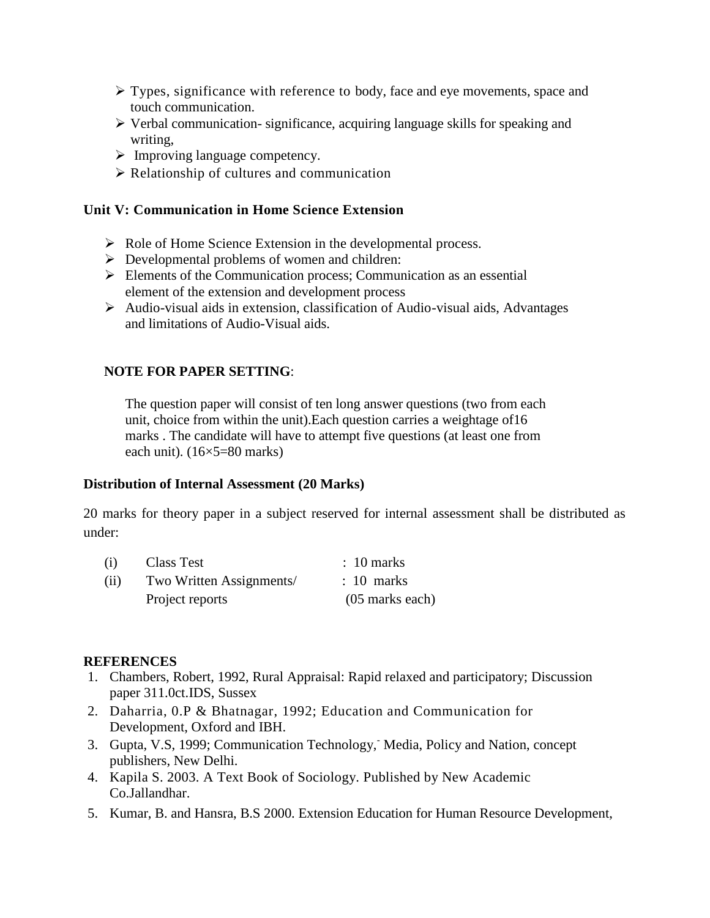- Types, significance with reference to body, face and eye movements, space and touch communication.
- Verbal communication- significance, acquiring language skills for speaking and writing,
- Improving language competency.
- Relationship of cultures and communication

**Unit V: Communication in Home Science Extension**

- Role of Home Science Extension in the developmental process.
- Developmental problems of women and children:
- Elements of the Communication process; Communication as an essential element of the extension and development process
- Audio-visual aids in extension, classification of Audio-visual aids, Advantages and limitations of Audio-Visual aids.

**NOTE FOR PAPER SETTING**:

The question paper will consist of ten long answer questions (two from each unit, choice from within the unit).Each question carries a weightage of16 marks . The candidate will have to attempt five questions (at least one from each unit). (16×5=80 marks)

**Distribution of Internal Assessment (20 Marks)**

20 marks for theory paper in a subject reserved for internal assessment shall be distributed as under:

| | | |
|---|---|---|
| (i) | Class Test | : 10 marks |
| (ii) | Two Written Assignments/ Project reports | : 10 marks (05 marks each) |

**REFERENCES**

1. Chambers, Robert, 1992, Rural Appraisal: Rapid relaxed and participatory; Discussion paper 311.0ct.IDS, Sussex
2. Daharria, 0.P & Bhatnagar, 1992; Education and Communication for Development, Oxford and IBH.
3. Gupta, V.S, 1999; Communication Technology,- Media, Policy and Nation, concept publishers, New Delhi.
4. Kapila S. 2003. A Text Book of Sociology. Published by New Academic Co.Jallandhar.
5. Kumar, B. and Hansra, B.S 2000. Extension Education for Human Resource Development,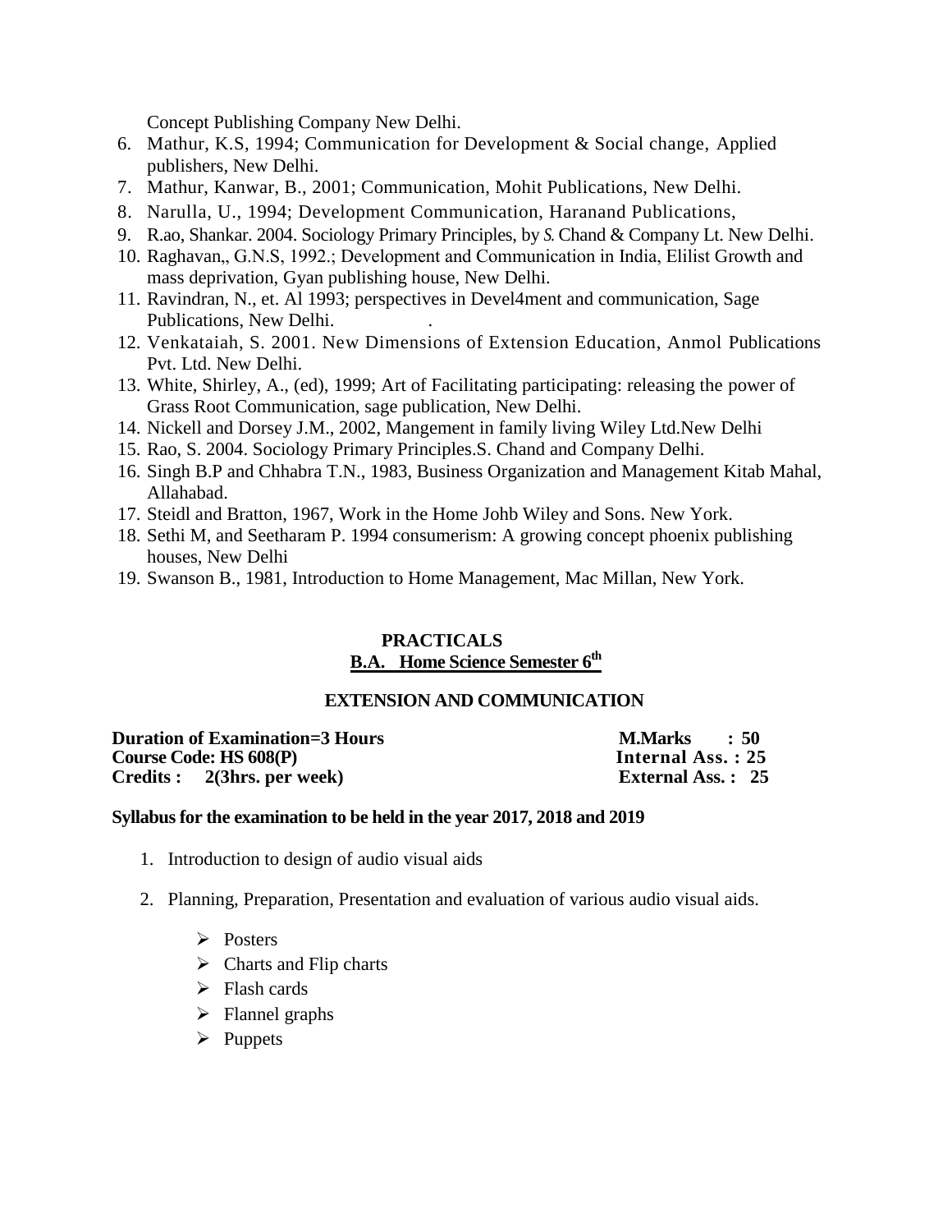Concept Publishing Company New Delhi.

6. Mathur, K.S, 1994; Communication for Development & Social change, Applied publishers, New Delhi.
7. Mathur, Kanwar, B., 2001; Communication, Mohit Publications, New Delhi.
8. Narulla, U., 1994; Development Communication, Haranand Publications,
9. R.ao, Shankar. 2004. Sociology Primary Principles, by S. Chand & Company Lt. New Delhi.
10. Raghavan,, G.N.S, 1992.; Development and Communication in India, Elilist Growth and mass deprivation, Gyan publishing house, New Delhi.
11. Ravindran, N., et. Al 1993; perspectives in Devel4ment and communication, Sage Publications, New Delhi. .
12. Venkataiah, S. 2001. New Dimensions of Extension Education, Anmol Publications Pvt. Ltd. New Delhi.
13. White, Shirley, A., (ed), 1999; Art of Facilitating participating: releasing the power of Grass Root Communication, sage publication, New Delhi.
14. Nickell and Dorsey J.M., 2002, Mangement in family living Wiley Ltd.New Delhi
15. Rao, S. 2004. Sociology Primary Principles.S. Chand and Company Delhi.
16. Singh B.P and Chhabra T.N., 1983, Business Organization and Management Kitab Mahal, Allahabad.
17. Steidl and Bratton, 1967, Work in the Home Johb Wiley and Sons. New York.
18. Sethi M, and Seetharam P. 1994 consumerism: A growing concept phoenix publishing houses, New Delhi
19. Swanson B., 1981, Introduction to Home Management, Mac Millan, New York.

## PRACTICALS

## B.A. Home Science Semester 6th

### EXTENSION AND COMMUNICATION

**Duration of Examination=3 Hours** | **M.Marks : 50**
**Course Code: HS 608(P)** | **Internal Ass. : 25**
**Credits : 2(3hrs. per week)** | **External Ass. : 25**

**Syllabus for the examination to be held in the year 2017, 2018 and 2019**

1. Introduction to design of audio visual aids
2. Planning, Preparation, Presentation and evaluation of various audio visual aids.
   - Posters
   - Charts and Flip charts
   - Flash cards
   - Flannel graphs
   - Puppets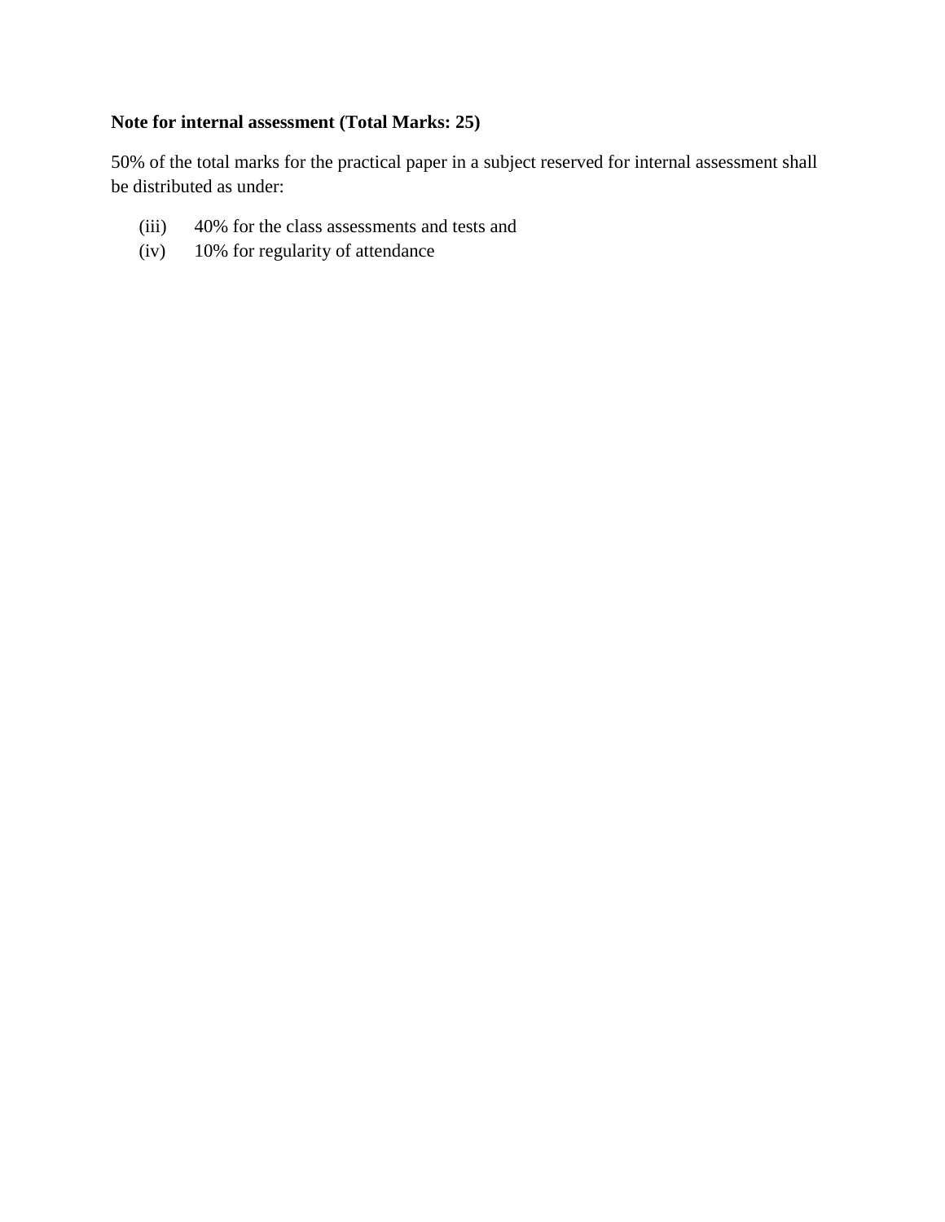**Note for internal assessment (Total Marks: 25)**

50% of the total marks for the practical paper in a subject reserved for internal assessment shall be distributed as under:

(iii) 40% for the class assessments and tests and
(iv) 10% for regularity of attendance